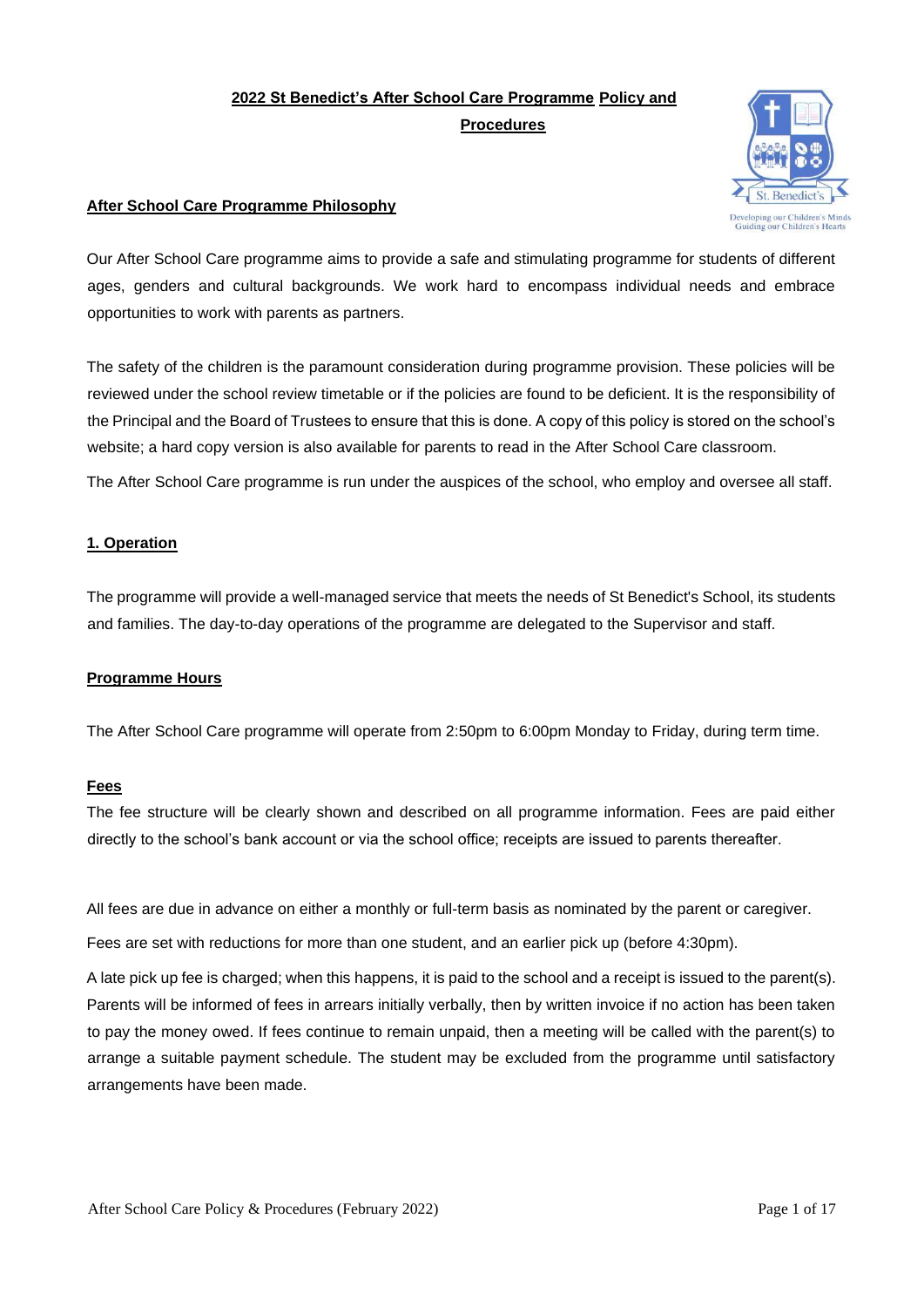# 2022 St Benedict's After School Care Programme Policy and Procedures

## After School Care Programme Philosophy

Our After School Care programme aims to provide a safe and stimulating programme for students of different ages, genders and cultural backgrounds. We work hard to encompass individual needs and embrace opportunities to work with parents as partners.

The safety of the children is the paramount consideration during programme provision. These policies will be reviewed under the school review timetable or if the policies are found to be deficient. It is the responsibility of the Principal and the Board of Trustees to ensure that this is done. A copy of this policy is stored on the school's website; a hard copy version is also available for parents to read in the After School Care classroom.

The After School Care programme is run under the auspices of the school, who employ and oversee all staff.

## 1. Operation

The programme will provide a well-managed service that meets the needs of St Benedict's School, its students and families. The day-to-day operations of the programme are delegated to the Supervisor and staff.

### Programme Hours

The After School Care programme will operate from 2:50pm to 6:00pm Monday to Friday, during term time.

### Fees

The fee structure will be clearly shown and described on all programme information. Fees are paid either directly to the school's bank account or via the school office; receipts are issued to parents thereafter.

All fees are due in advance on either a monthly or full-term basis as nominated by the parent or caregiver.

Fees are set with reductions for more than one student, and an earlier pick up (before 4:30pm).

A late pick up fee is charged; when this happens, it is paid to the school and a receipt is issued to the parent(s). Parents will be informed of fees in arrears initially verbally, then by written invoice if no action has been taken to pay the money owed. If fees continue to remain unpaid, then a meeting will be called with the parent(s) to arrange a suitable payment schedule. The student may be excluded from the programme until satisfactory arrangements have been made.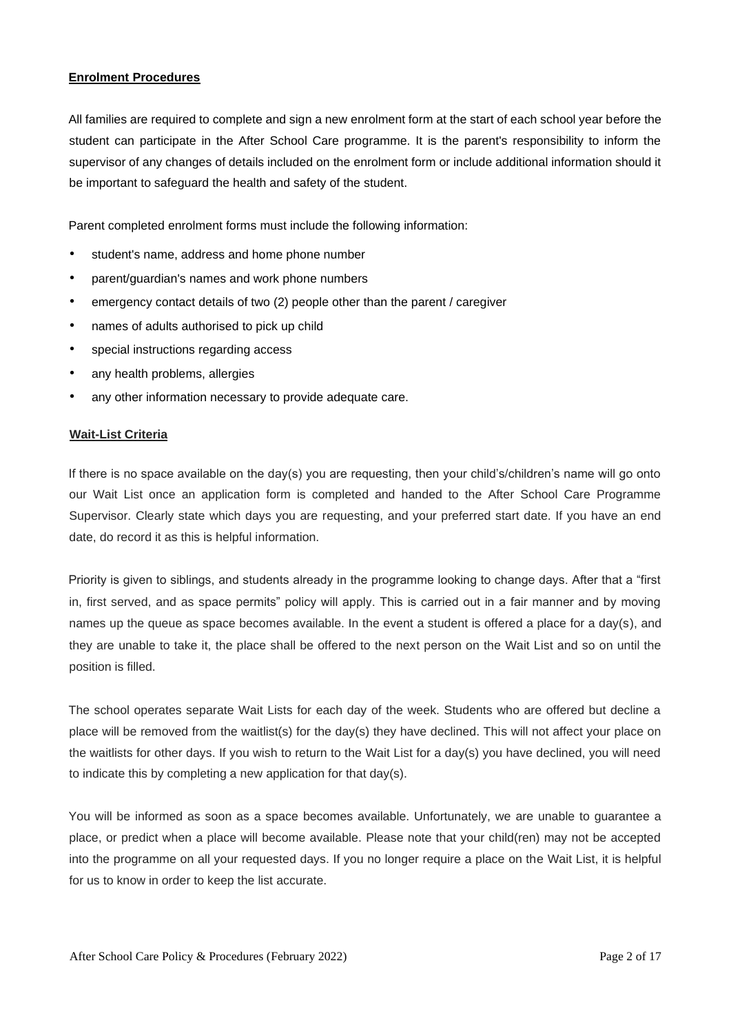**Enrolment Procedures**

All families are required to complete and sign a new enrolment form at the start of each school year before the student can participate in the After School Care programme. It is the parent's responsibility to inform the supervisor of any changes of details included on the enrolment form or include additional information should it be important to safeguard the health and safety of the student.

Parent completed enrolment forms must include the following information:

- student's name, address and home phone number
- parent/guardian's names and work phone numbers
- emergency contact details of two (2) people other than the parent / caregiver
- names of adults authorised to pick up child
- special instructions regarding access
- any health problems, allergies
- any other information necessary to provide adequate care.

**Wait-List Criteria**

If there is no space available on the day(s) you are requesting, then your child's/children's name will go onto our Wait List once an application form is completed and handed to the After School Care Programme Supervisor. Clearly state which days you are requesting, and your preferred start date. If you have an end date, do record it as this is helpful information.

Priority is given to siblings, and students already in the programme looking to change days. After that a "first in, first served, and as space permits" policy will apply. This is carried out in a fair manner and by moving names up the queue as space becomes available. In the event a student is offered a place for a day(s), and they are unable to take it, the place shall be offered to the next person on the Wait List and so on until the position is filled.

The school operates separate Wait Lists for each day of the week. Students who are offered but decline a place will be removed from the waitlist(s) for the day(s) they have declined. This will not affect your place on the waitlists for other days. If you wish to return to the Wait List for a day(s) you have declined, you will need to indicate this by completing a new application for that day(s).

You will be informed as soon as a space becomes available. Unfortunately, we are unable to guarantee a place, or predict when a place will become available. Please note that your child(ren) may not be accepted into the programme on all your requested days. If you no longer require a place on the Wait List, it is helpful for us to know in order to keep the list accurate.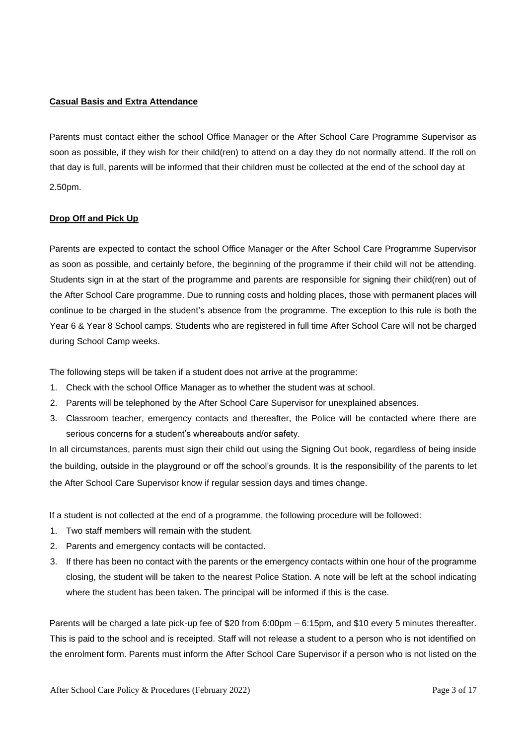**Casual Basis and Extra Attendance**

Parents must contact either the school Office Manager or the After School Care Programme Supervisor as soon as possible, if they wish for their child(ren) to attend on a day they do not normally attend. If the roll on that day is full, parents will be informed that their children must be collected at the end of the school day at 2.50pm.

**Drop Off and Pick Up**

Parents are expected to contact the school Office Manager or the After School Care Programme Supervisor as soon as possible, and certainly before, the beginning of the programme if their child will not be attending. Students sign in at the start of the programme and parents are responsible for signing their child(ren) out of the After School Care programme. Due to running costs and holding places, those with permanent places will continue to be charged in the student's absence from the programme. The exception to this rule is both the Year 6 & Year 8 School camps. Students who are registered in full time After School Care will not be charged during School Camp weeks.

The following steps will be taken if a student does not arrive at the programme:

1. Check with the school Office Manager as to whether the student was at school.
2. Parents will be telephoned by the After School Care Supervisor for unexplained absences.
3. Classroom teacher, emergency contacts and thereafter, the Police will be contacted where there are serious concerns for a student's whereabouts and/or safety.

In all circumstances, parents must sign their child out using the Signing Out book, regardless of being inside the building, outside in the playground or off the school's grounds. It is the responsibility of the parents to let the After School Care Supervisor know if regular session days and times change.

If a student is not collected at the end of a programme, the following procedure will be followed:

1. Two staff members will remain with the student.
2. Parents and emergency contacts will be contacted.
3. If there has been no contact with the parents or the emergency contacts within one hour of the programme closing, the student will be taken to the nearest Police Station. A note will be left at the school indicating where the student has been taken. The principal will be informed if this is the case.

Parents will be charged a late pick-up fee of $20 from 6:00pm – 6:15pm, and $10 every 5 minutes thereafter. This is paid to the school and is receipted. Staff will not release a student to a person who is not identified on the enrolment form. Parents must inform the After School Care Supervisor if a person who is not listed on the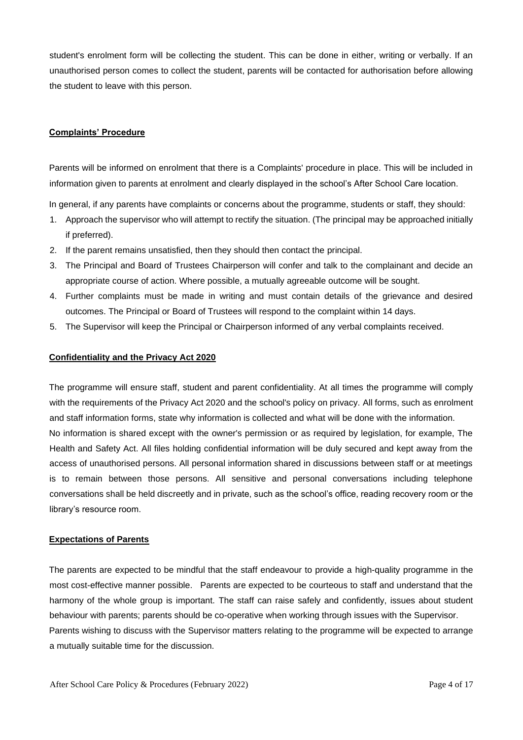student's enrolment form will be collecting the student. This can be done in either, writing or verbally. If an unauthorised person comes to collect the student, parents will be contacted for authorisation before allowing the student to leave with this person.

## Complaints' Procedure

Parents will be informed on enrolment that there is a Complaints' procedure in place. This will be included in information given to parents at enrolment and clearly displayed in the school's After School Care location.

In general, if any parents have complaints or concerns about the programme, students or staff, they should:

1. Approach the supervisor who will attempt to rectify the situation. (The principal may be approached initially if preferred).
2. If the parent remains unsatisfied, then they should then contact the principal.
3. The Principal and Board of Trustees Chairperson will confer and talk to the complainant and decide an appropriate course of action. Where possible, a mutually agreeable outcome will be sought.
4. Further complaints must be made in writing and must contain details of the grievance and desired outcomes. The Principal or Board of Trustees will respond to the complaint within 14 days.
5. The Supervisor will keep the Principal or Chairperson informed of any verbal complaints received.

## Confidentiality and the Privacy Act 2020

The programme will ensure staff, student and parent confidentiality. At all times the programme will comply with the requirements of the Privacy Act 2020 and the school's policy on privacy. All forms, such as enrolment and staff information forms, state why information is collected and what will be done with the information.
No information is shared except with the owner's permission or as required by legislation, for example, The Health and Safety Act. All files holding confidential information will be duly secured and kept away from the access of unauthorised persons. All personal information shared in discussions between staff or at meetings is to remain between those persons. All sensitive and personal conversations including telephone conversations shall be held discreetly and in private, such as the school's office, reading recovery room or the library's resource room.

## Expectations of Parents

The parents are expected to be mindful that the staff endeavour to provide a high-quality programme in the most cost-effective manner possible. Parents are expected to be courteous to staff and understand that the harmony of the whole group is important. The staff can raise safely and confidently, issues about student behaviour with parents; parents should be co-operative when working through issues with the Supervisor.
Parents wishing to discuss with the Supervisor matters relating to the programme will be expected to arrange a mutually suitable time for the discussion.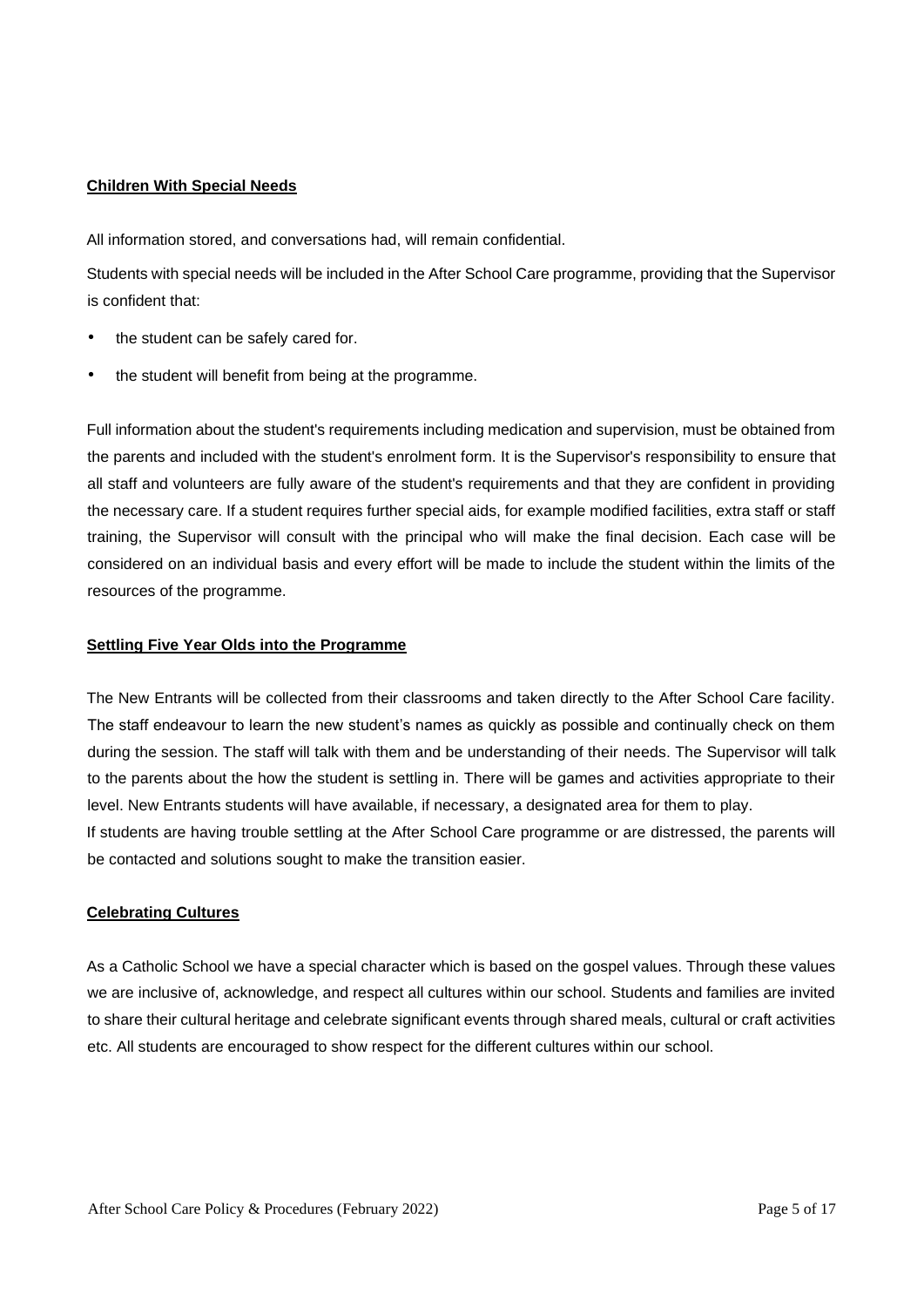**Children With Special Needs**

All information stored, and conversations had, will remain confidential.

Students with special needs will be included in the After School Care programme, providing that the Supervisor is confident that:

- the student can be safely cared for.
- the student will benefit from being at the programme.

Full information about the student's requirements including medication and supervision, must be obtained from the parents and included with the student's enrolment form. It is the Supervisor's responsibility to ensure that all staff and volunteers are fully aware of the student's requirements and that they are confident in providing the necessary care. If a student requires further special aids, for example modified facilities, extra staff or staff training, the Supervisor will consult with the principal who will make the final decision. Each case will be considered on an individual basis and every effort will be made to include the student within the limits of the resources of the programme.

**Settling Five Year Olds into the Programme**

The New Entrants will be collected from their classrooms and taken directly to the After School Care facility. The staff endeavour to learn the new student's names as quickly as possible and continually check on them during the session. The staff will talk with them and be understanding of their needs. The Supervisor will talk to the parents about the how the student is settling in. There will be games and activities appropriate to their level. New Entrants students will have available, if necessary, a designated area for them to play.
If students are having trouble settling at the After School Care programme or are distressed, the parents will be contacted and solutions sought to make the transition easier.

**Celebrating Cultures**

As a Catholic School we have a special character which is based on the gospel values. Through these values we are inclusive of, acknowledge, and respect all cultures within our school. Students and families are invited to share their cultural heritage and celebrate significant events through shared meals, cultural or craft activities etc. All students are encouraged to show respect for the different cultures within our school.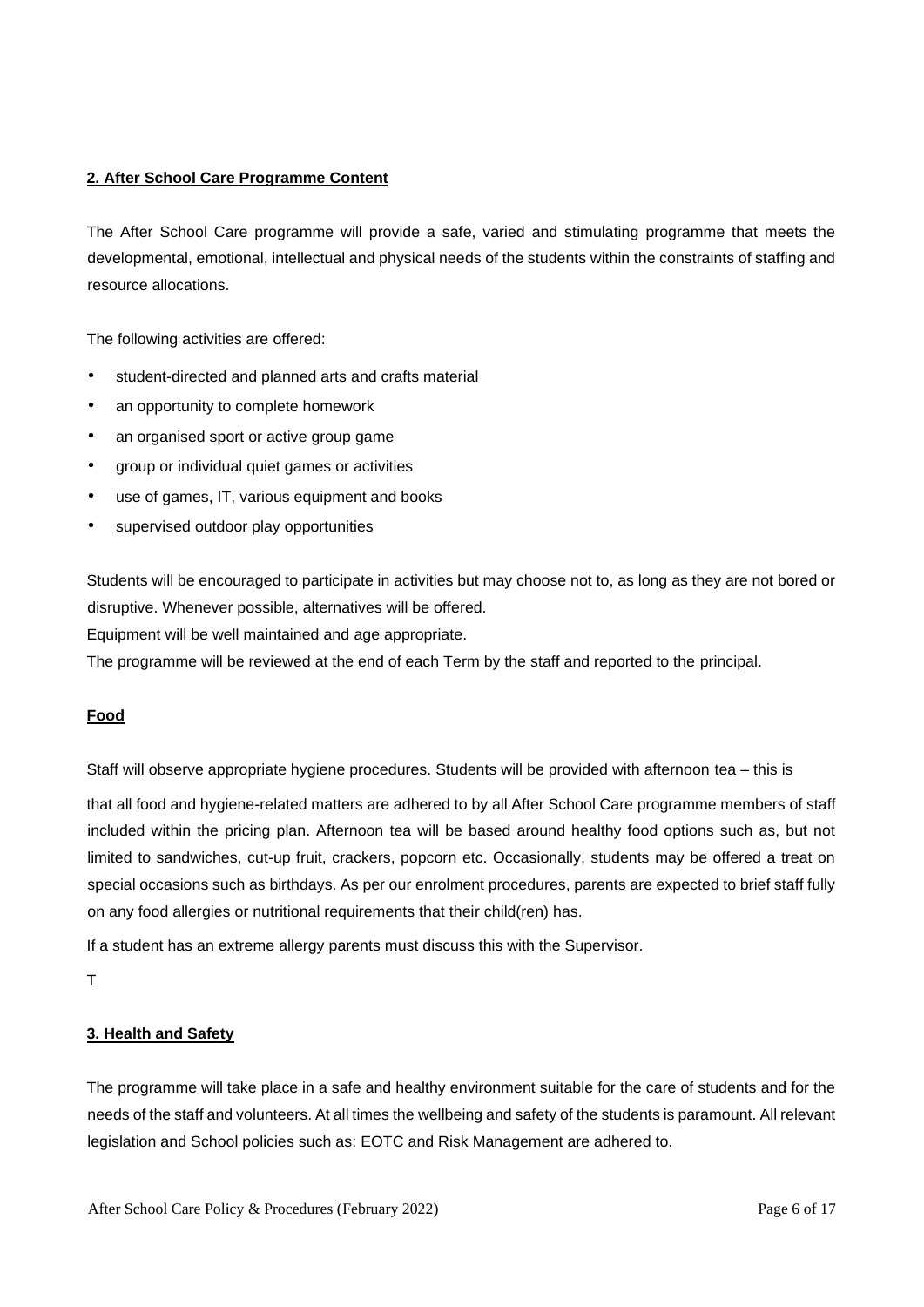## 2. After School Care Programme Content

The After School Care programme will provide a safe, varied and stimulating programme that meets the developmental, emotional, intellectual and physical needs of the students within the constraints of staffing and resource allocations.

The following activities are offered:

- student-directed and planned arts and crafts material
- an opportunity to complete homework
- an organised sport or active group game
- group or individual quiet games or activities
- use of games, IT, various equipment and books
- supervised outdoor play opportunities

Students will be encouraged to participate in activities but may choose not to, as long as they are not bored or disruptive. Whenever possible, alternatives will be offered.

Equipment will be well maintained and age appropriate.

The programme will be reviewed at the end of each Term by the staff and reported to the principal.

### Food

Staff will observe appropriate hygiene procedures. Students will be provided with afternoon tea – this is

that all food and hygiene-related matters are adhered to by all After School Care programme members of staff included within the pricing plan. Afternoon tea will be based around healthy food options such as, but not limited to sandwiches, cut-up fruit, crackers, popcorn etc. Occasionally, students may be offered a treat on special occasions such as birthdays. As per our enrolment procedures, parents are expected to brief staff fully on any food allergies or nutritional requirements that their child(ren) has.

If a student has an extreme allergy parents must discuss this with the Supervisor.

T

## 3. Health and Safety

The programme will take place in a safe and healthy environment suitable for the care of students and for the needs of the staff and volunteers. At all times the wellbeing and safety of the students is paramount. All relevant legislation and School policies such as: EOTC and Risk Management are adhered to.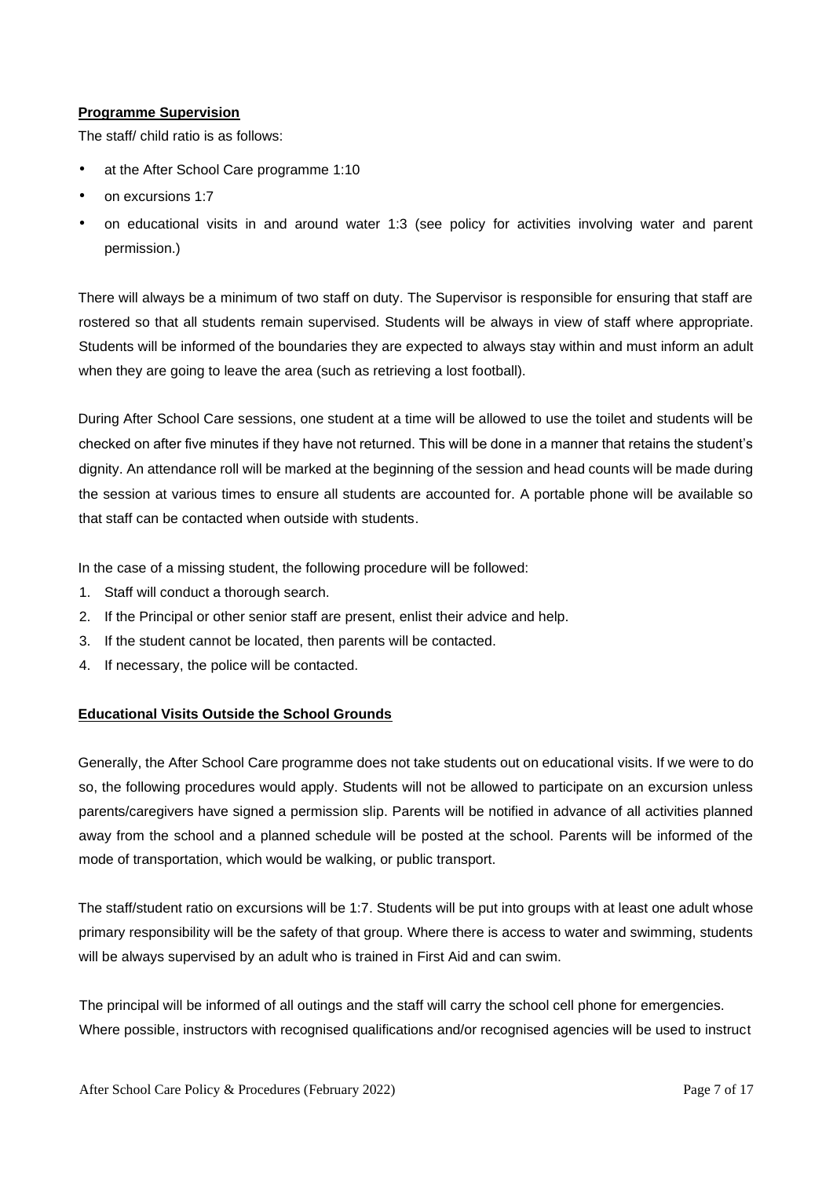**Programme Supervision**

The staff/ child ratio is as follows:

- at the After School Care programme 1:10
- on excursions 1:7
- on educational visits in and around water 1:3 (see policy for activities involving water and parent permission.)

There will always be a minimum of two staff on duty. The Supervisor is responsible for ensuring that staff are rostered so that all students remain supervised. Students will be always in view of staff where appropriate. Students will be informed of the boundaries they are expected to always stay within and must inform an adult when they are going to leave the area (such as retrieving a lost football).

During After School Care sessions, one student at a time will be allowed to use the toilet and students will be checked on after five minutes if they have not returned. This will be done in a manner that retains the student's dignity. An attendance roll will be marked at the beginning of the session and head counts will be made during the session at various times to ensure all students are accounted for. A portable phone will be available so that staff can be contacted when outside with students.

In the case of a missing student, the following procedure will be followed:

1. Staff will conduct a thorough search.
2. If the Principal or other senior staff are present, enlist their advice and help.
3. If the student cannot be located, then parents will be contacted.
4. If necessary, the police will be contacted.

**Educational Visits Outside the School Grounds**

Generally, the After School Care programme does not take students out on educational visits. If we were to do so, the following procedures would apply. Students will not be allowed to participate on an excursion unless parents/caregivers have signed a permission slip. Parents will be notified in advance of all activities planned away from the school and a planned schedule will be posted at the school. Parents will be informed of the mode of transportation, which would be walking, or public transport.

The staff/student ratio on excursions will be 1:7. Students will be put into groups with at least one adult whose primary responsibility will be the safety of that group. Where there is access to water and swimming, students will be always supervised by an adult who is trained in First Aid and can swim.

The principal will be informed of all outings and the staff will carry the school cell phone for emergencies. Where possible, instructors with recognised qualifications and/or recognised agencies will be used to instruct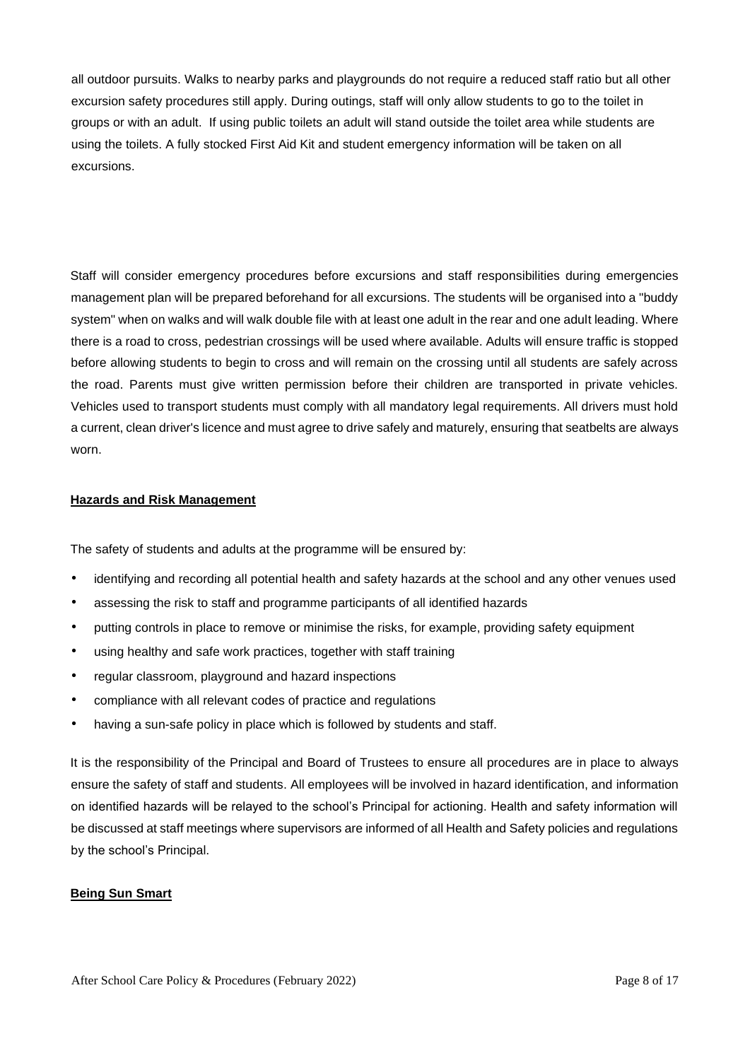all outdoor pursuits. Walks to nearby parks and playgrounds do not require a reduced staff ratio but all other excursion safety procedures still apply. During outings, staff will only allow students to go to the toilet in groups or with an adult. If using public toilets an adult will stand outside the toilet area while students are using the toilets. A fully stocked First Aid Kit and student emergency information will be taken on all excursions.

Staff will consider emergency procedures before excursions and staff responsibilities during emergencies management plan will be prepared beforehand for all excursions. The students will be organised into a "buddy system" when on walks and will walk double file with at least one adult in the rear and one adult leading. Where there is a road to cross, pedestrian crossings will be used where available. Adults will ensure traffic is stopped before allowing students to begin to cross and will remain on the crossing until all students are safely across the road. Parents must give written permission before their children are transported in private vehicles. Vehicles used to transport students must comply with all mandatory legal requirements. All drivers must hold a current, clean driver's licence and must agree to drive safely and maturely, ensuring that seatbelts are always worn.

**Hazards and Risk Management**

The safety of students and adults at the programme will be ensured by:

- identifying and recording all potential health and safety hazards at the school and any other venues used
- assessing the risk to staff and programme participants of all identified hazards
- putting controls in place to remove or minimise the risks, for example, providing safety equipment
- using healthy and safe work practices, together with staff training
- regular classroom, playground and hazard inspections
- compliance with all relevant codes of practice and regulations
- having a sun-safe policy in place which is followed by students and staff.

It is the responsibility of the Principal and Board of Trustees to ensure all procedures are in place to always ensure the safety of staff and students. All employees will be involved in hazard identification, and information on identified hazards will be relayed to the school's Principal for actioning. Health and safety information will be discussed at staff meetings where supervisors are informed of all Health and Safety policies and regulations by the school's Principal.

**Being Sun Smart**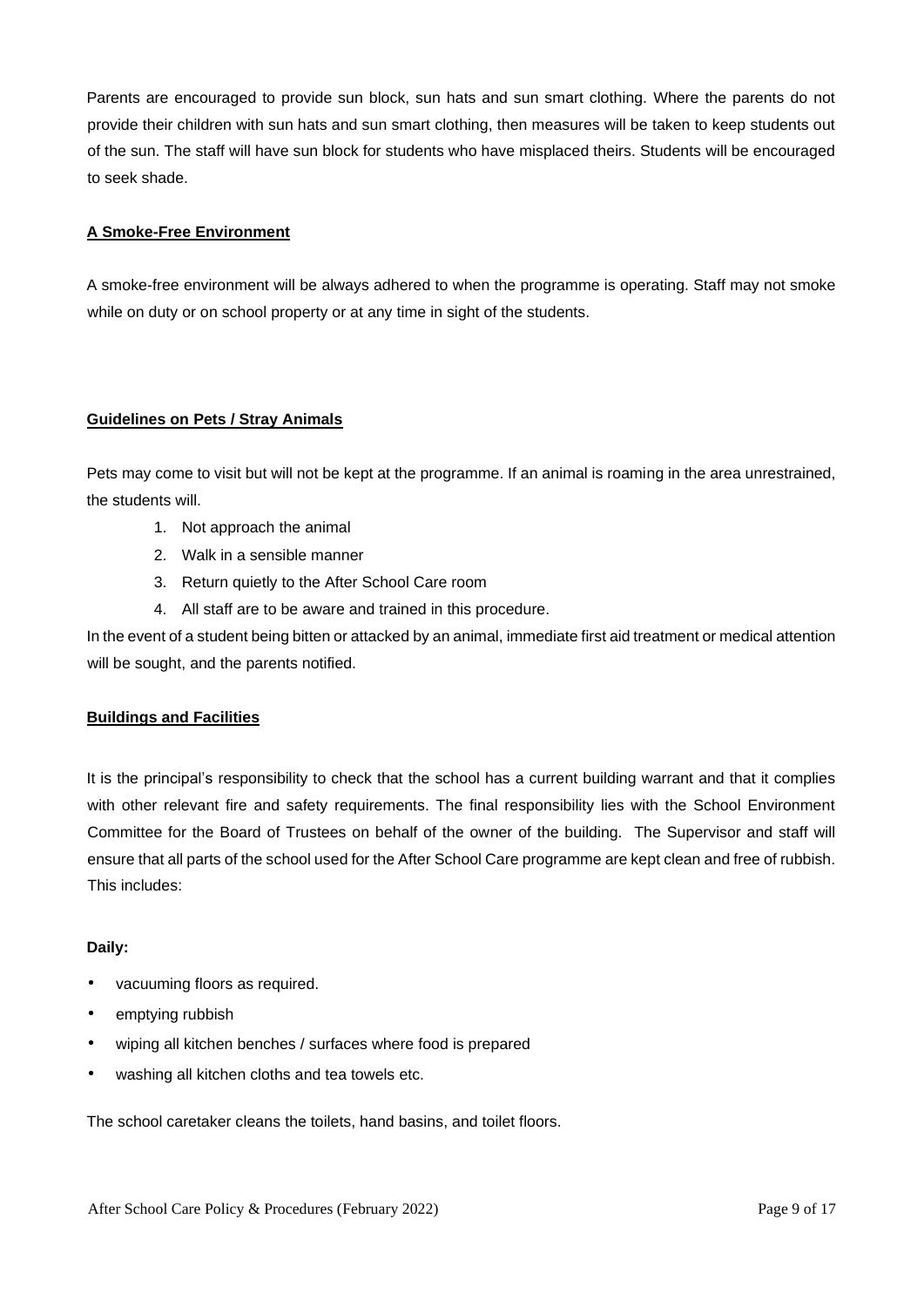Parents are encouraged to provide sun block, sun hats and sun smart clothing. Where the parents do not provide their children with sun hats and sun smart clothing, then measures will be taken to keep students out of the sun. The staff will have sun block for students who have misplaced theirs. Students will be encouraged to seek shade.

**A Smoke-Free Environment**

A smoke-free environment will be always adhered to when the programme is operating. Staff may not smoke while on duty or on school property or at any time in sight of the students.

**Guidelines on Pets / Stray Animals**

Pets may come to visit but will not be kept at the programme. If an animal is roaming in the area unrestrained, the students will.

1. Not approach the animal
2. Walk in a sensible manner
3. Return quietly to the After School Care room
4. All staff are to be aware and trained in this procedure.

In the event of a student being bitten or attacked by an animal, immediate first aid treatment or medical attention will be sought, and the parents notified.

**Buildings and Facilities**

It is the principal's responsibility to check that the school has a current building warrant and that it complies with other relevant fire and safety requirements. The final responsibility lies with the School Environment Committee for the Board of Trustees on behalf of the owner of the building. The Supervisor and staff will ensure that all parts of the school used for the After School Care programme are kept clean and free of rubbish. This includes:

**Daily:**

- vacuuming floors as required.
- emptying rubbish
- wiping all kitchen benches / surfaces where food is prepared
- washing all kitchen cloths and tea towels etc.

The school caretaker cleans the toilets, hand basins, and toilet floors.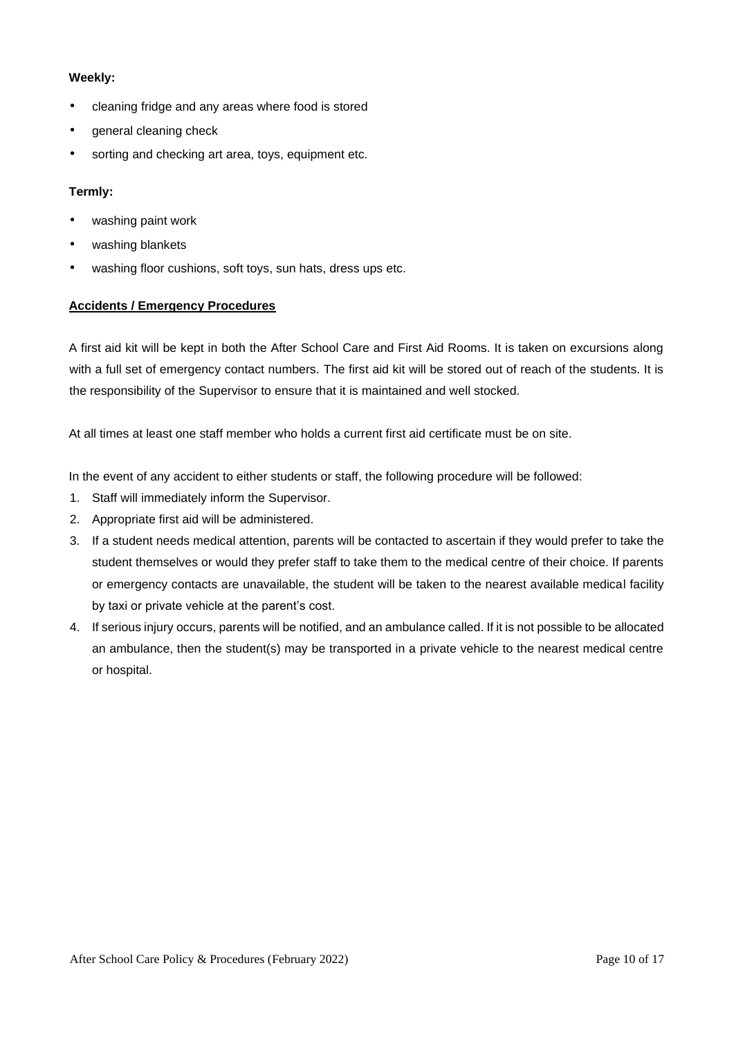**Weekly:**

- cleaning fridge and any areas where food is stored
- general cleaning check
- sorting and checking art area, toys, equipment etc.

**Termly:**

- washing paint work
- washing blankets
- washing floor cushions, soft toys, sun hats, dress ups etc.

**<u>Accidents / Emergency Procedures</u>**

A first aid kit will be kept in both the After School Care and First Aid Rooms. It is taken on excursions along with a full set of emergency contact numbers. The first aid kit will be stored out of reach of the students. It is the responsibility of the Supervisor to ensure that it is maintained and well stocked.

At all times at least one staff member who holds a current first aid certificate must be on site.

In the event of any accident to either students or staff, the following procedure will be followed:

1. Staff will immediately inform the Supervisor.
2. Appropriate first aid will be administered.
3. If a student needs medical attention, parents will be contacted to ascertain if they would prefer to take the student themselves or would they prefer staff to take them to the medical centre of their choice. If parents or emergency contacts are unavailable, the student will be taken to the nearest available medical facility by taxi or private vehicle at the parent's cost.
4. If serious injury occurs, parents will be notified, and an ambulance called. If it is not possible to be allocated an ambulance, then the student(s) may be transported in a private vehicle to the nearest medical centre or hospital.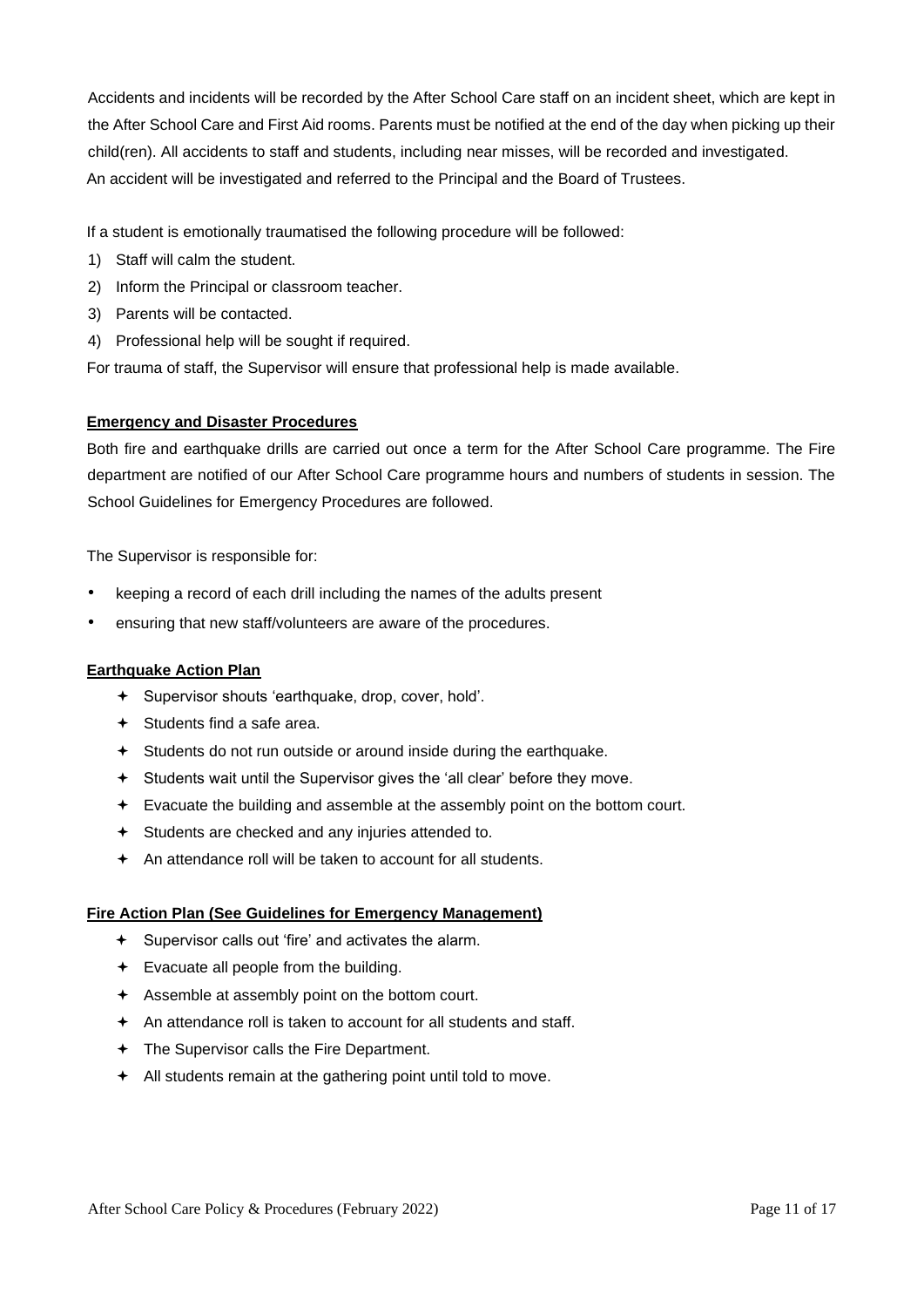Accidents and incidents will be recorded by the After School Care staff on an incident sheet, which are kept in the After School Care and First Aid rooms. Parents must be notified at the end of the day when picking up their child(ren). All accidents to staff and students, including near misses, will be recorded and investigated. An accident will be investigated and referred to the Principal and the Board of Trustees.

If a student is emotionally traumatised the following procedure will be followed:

1) Staff will calm the student.
2) Inform the Principal or classroom teacher.
3) Parents will be contacted.
4) Professional help will be sought if required.

For trauma of staff, the Supervisor will ensure that professional help is made available.

**Emergency and Disaster Procedures**

Both fire and earthquake drills are carried out once a term for the After School Care programme. The Fire department are notified of our After School Care programme hours and numbers of students in session. The School Guidelines for Emergency Procedures are followed.

The Supervisor is responsible for:

- keeping a record of each drill including the names of the adults present
- ensuring that new staff/volunteers are aware of the procedures.

**Earthquake Action Plan**

- Supervisor shouts 'earthquake, drop, cover, hold'.
- Students find a safe area.
- Students do not run outside or around inside during the earthquake.
- Students wait until the Supervisor gives the 'all clear' before they move.
- Evacuate the building and assemble at the assembly point on the bottom court.
- Students are checked and any injuries attended to.
- An attendance roll will be taken to account for all students.

**Fire Action Plan (See Guidelines for Emergency Management)**

- Supervisor calls out 'fire' and activates the alarm.
- Evacuate all people from the building.
- Assemble at assembly point on the bottom court.
- An attendance roll is taken to account for all students and staff.
- The Supervisor calls the Fire Department.
- All students remain at the gathering point until told to move.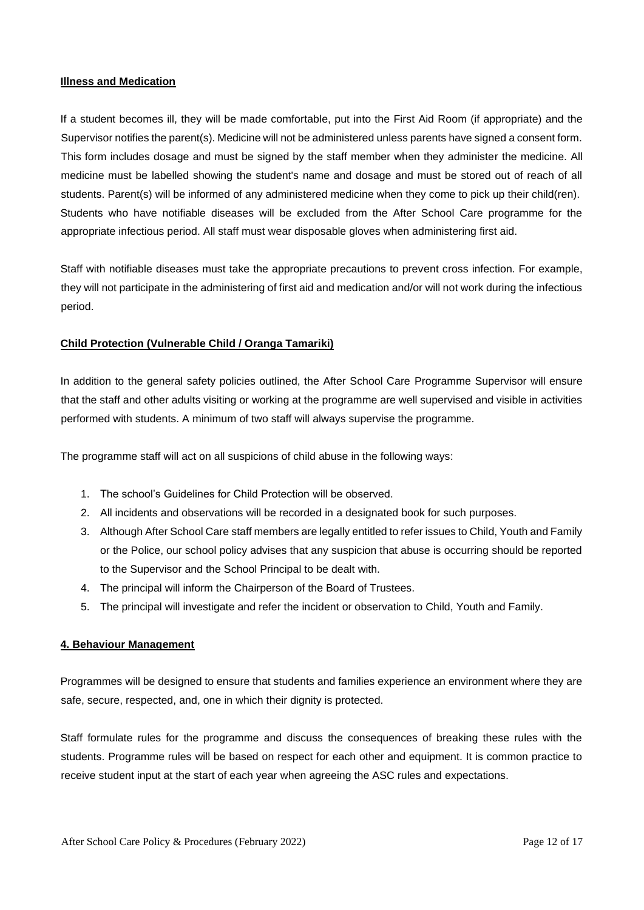**Illness and Medication**

If a student becomes ill, they will be made comfortable, put into the First Aid Room (if appropriate) and the Supervisor notifies the parent(s). Medicine will not be administered unless parents have signed a consent form. This form includes dosage and must be signed by the staff member when they administer the medicine. All medicine must be labelled showing the student's name and dosage and must be stored out of reach of all students. Parent(s) will be informed of any administered medicine when they come to pick up their child(ren). Students who have notifiable diseases will be excluded from the After School Care programme for the appropriate infectious period. All staff must wear disposable gloves when administering first aid.

Staff with notifiable diseases must take the appropriate precautions to prevent cross infection. For example, they will not participate in the administering of first aid and medication and/or will not work during the infectious period.

**Child Protection (Vulnerable Child / Oranga Tamariki)**

In addition to the general safety policies outlined, the After School Care Programme Supervisor will ensure that the staff and other adults visiting or working at the programme are well supervised and visible in activities performed with students. A minimum of two staff will always supervise the programme.

The programme staff will act on all suspicions of child abuse in the following ways:

1. The school's Guidelines for Child Protection will be observed.
2. All incidents and observations will be recorded in a designated book for such purposes.
3. Although After School Care staff members are legally entitled to refer issues to Child, Youth and Family or the Police, our school policy advises that any suspicion that abuse is occurring should be reported to the Supervisor and the School Principal to be dealt with.
4. The principal will inform the Chairperson of the Board of Trustees.
5. The principal will investigate and refer the incident or observation to Child, Youth and Family.

## 4. Behaviour Management

Programmes will be designed to ensure that students and families experience an environment where they are safe, secure, respected, and, one in which their dignity is protected.

Staff formulate rules for the programme and discuss the consequences of breaking these rules with the students. Programme rules will be based on respect for each other and equipment. It is common practice to receive student input at the start of each year when agreeing the ASC rules and expectations.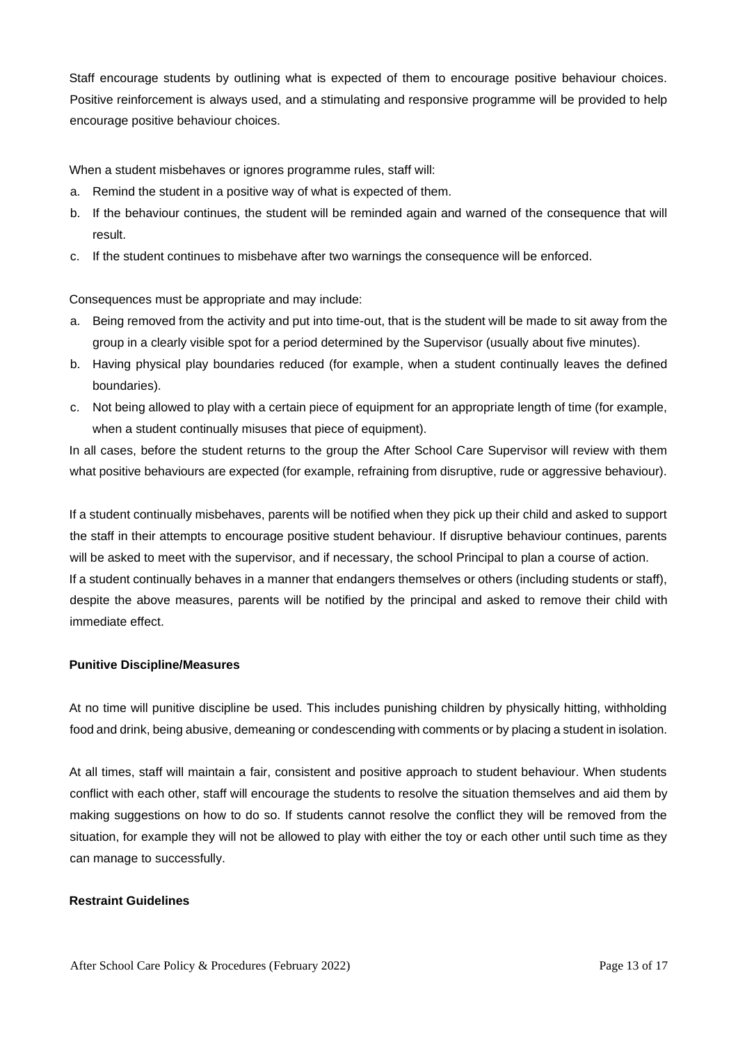Staff encourage students by outlining what is expected of them to encourage positive behaviour choices. Positive reinforcement is always used, and a stimulating and responsive programme will be provided to help encourage positive behaviour choices.

When a student misbehaves or ignores programme rules, staff will:

a. Remind the student in a positive way of what is expected of them.
b. If the behaviour continues, the student will be reminded again and warned of the consequence that will result.
c. If the student continues to misbehave after two warnings the consequence will be enforced.

Consequences must be appropriate and may include:

a. Being removed from the activity and put into time-out, that is the student will be made to sit away from the group in a clearly visible spot for a period determined by the Supervisor (usually about five minutes).
b. Having physical play boundaries reduced (for example, when a student continually leaves the defined boundaries).
c. Not being allowed to play with a certain piece of equipment for an appropriate length of time (for example, when a student continually misuses that piece of equipment).

In all cases, before the student returns to the group the After School Care Supervisor will review with them what positive behaviours are expected (for example, refraining from disruptive, rude or aggressive behaviour).

If a student continually misbehaves, parents will be notified when they pick up their child and asked to support the staff in their attempts to encourage positive student behaviour. If disruptive behaviour continues, parents will be asked to meet with the supervisor, and if necessary, the school Principal to plan a course of action.
If a student continually behaves in a manner that endangers themselves or others (including students or staff), despite the above measures, parents will be notified by the principal and asked to remove their child with immediate effect.

**Punitive Discipline/Measures**

At no time will punitive discipline be used. This includes punishing children by physically hitting, withholding food and drink, being abusive, demeaning or condescending with comments or by placing a student in isolation.

At all times, staff will maintain a fair, consistent and positive approach to student behaviour. When students conflict with each other, staff will encourage the students to resolve the situation themselves and aid them by making suggestions on how to do so. If students cannot resolve the conflict they will be removed from the situation, for example they will not be allowed to play with either the toy or each other until such time as they can manage to successfully.

**Restraint Guidelines**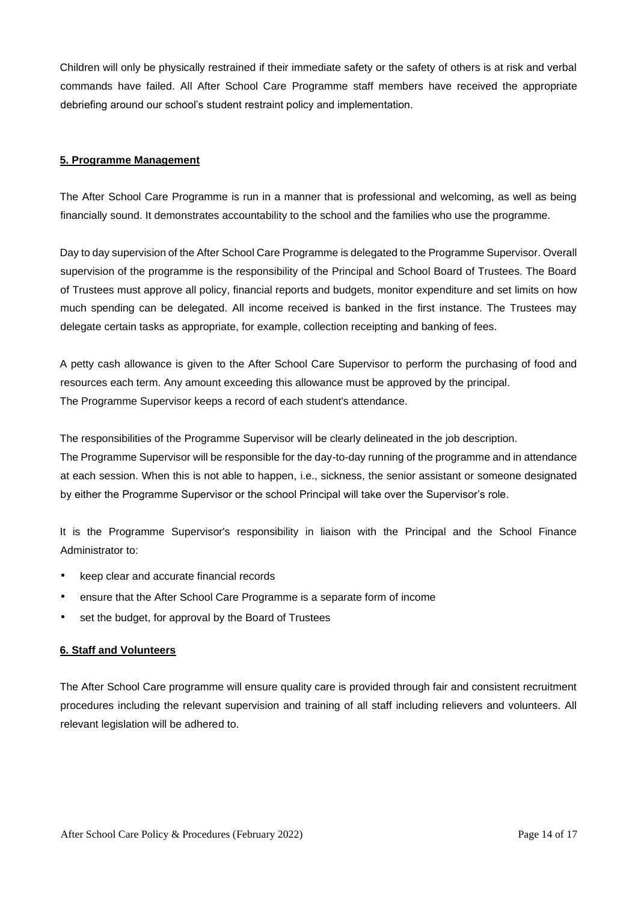Children will only be physically restrained if their immediate safety or the safety of others is at risk and verbal commands have failed. All After School Care Programme staff members have received the appropriate debriefing around our school's student restraint policy and implementation.

## 5. Programme Management

The After School Care Programme is run in a manner that is professional and welcoming, as well as being financially sound. It demonstrates accountability to the school and the families who use the programme.

Day to day supervision of the After School Care Programme is delegated to the Programme Supervisor. Overall supervision of the programme is the responsibility of the Principal and School Board of Trustees. The Board of Trustees must approve all policy, financial reports and budgets, monitor expenditure and set limits on how much spending can be delegated. All income received is banked in the first instance. The Trustees may delegate certain tasks as appropriate, for example, collection receipting and banking of fees.

A petty cash allowance is given to the After School Care Supervisor to perform the purchasing of food and resources each term. Any amount exceeding this allowance must be approved by the principal.
The Programme Supervisor keeps a record of each student's attendance.

The responsibilities of the Programme Supervisor will be clearly delineated in the job description.
The Programme Supervisor will be responsible for the day-to-day running of the programme and in attendance at each session. When this is not able to happen, i.e., sickness, the senior assistant or someone designated by either the Programme Supervisor or the school Principal will take over the Supervisor's role.

It is the Programme Supervisor's responsibility in liaison with the Principal and the School Finance Administrator to:

- keep clear and accurate financial records
- ensure that the After School Care Programme is a separate form of income
- set the budget, for approval by the Board of Trustees

## 6. Staff and Volunteers

The After School Care programme will ensure quality care is provided through fair and consistent recruitment procedures including the relevant supervision and training of all staff including relievers and volunteers. All relevant legislation will be adhered to.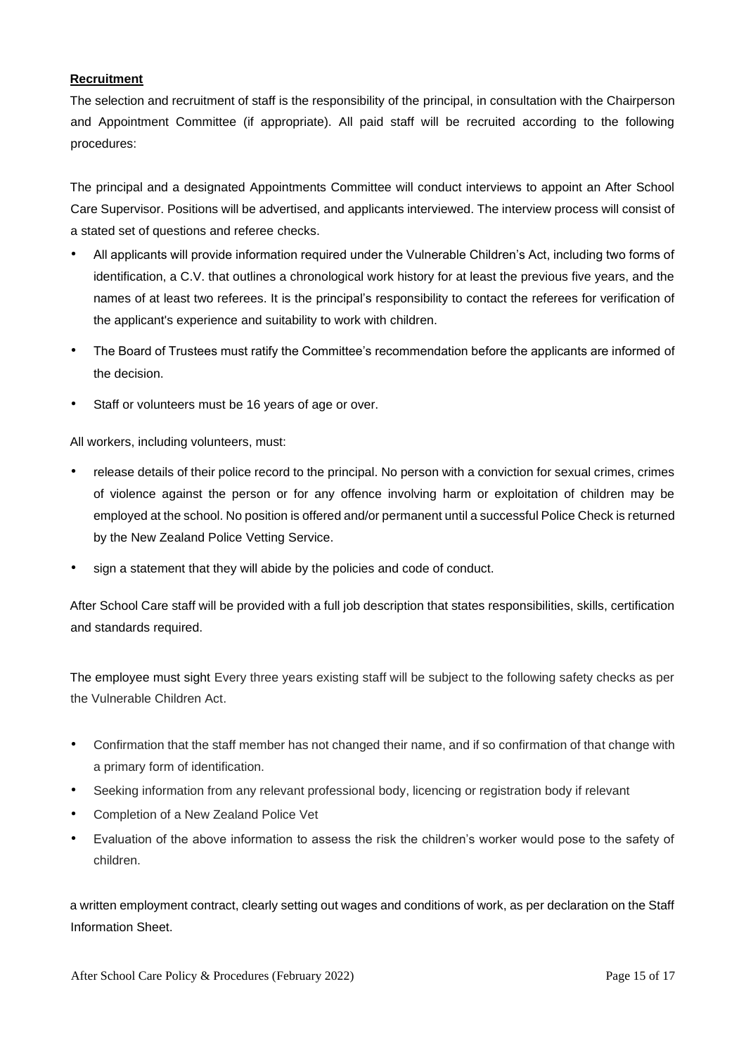**Recruitment**

The selection and recruitment of staff is the responsibility of the principal, in consultation with the Chairperson and Appointment Committee (if appropriate). All paid staff will be recruited according to the following procedures:

The principal and a designated Appointments Committee will conduct interviews to appoint an After School Care Supervisor. Positions will be advertised, and applicants interviewed. The interview process will consist of a stated set of questions and referee checks.

- All applicants will provide information required under the Vulnerable Children's Act, including two forms of identification, a C.V. that outlines a chronological work history for at least the previous five years, and the names of at least two referees. It is the principal's responsibility to contact the referees for verification of the applicant's experience and suitability to work with children.
- The Board of Trustees must ratify the Committee's recommendation before the applicants are informed of the decision.
- Staff or volunteers must be 16 years of age or over.

All workers, including volunteers, must:

- release details of their police record to the principal. No person with a conviction for sexual crimes, crimes of violence against the person or for any offence involving harm or exploitation of children may be employed at the school. No position is offered and/or permanent until a successful Police Check is returned by the New Zealand Police Vetting Service.
- sign a statement that they will abide by the policies and code of conduct.

After School Care staff will be provided with a full job description that states responsibilities, skills, certification and standards required.

The employee must sight Every three years existing staff will be subject to the following safety checks as per the Vulnerable Children Act.

- Confirmation that the staff member has not changed their name, and if so confirmation of that change with a primary form of identification.
- Seeking information from any relevant professional body, licencing or registration body if relevant
- Completion of a New Zealand Police Vet
- Evaluation of the above information to assess the risk the children's worker would pose to the safety of children.

a written employment contract, clearly setting out wages and conditions of work, as per declaration on the Staff Information Sheet.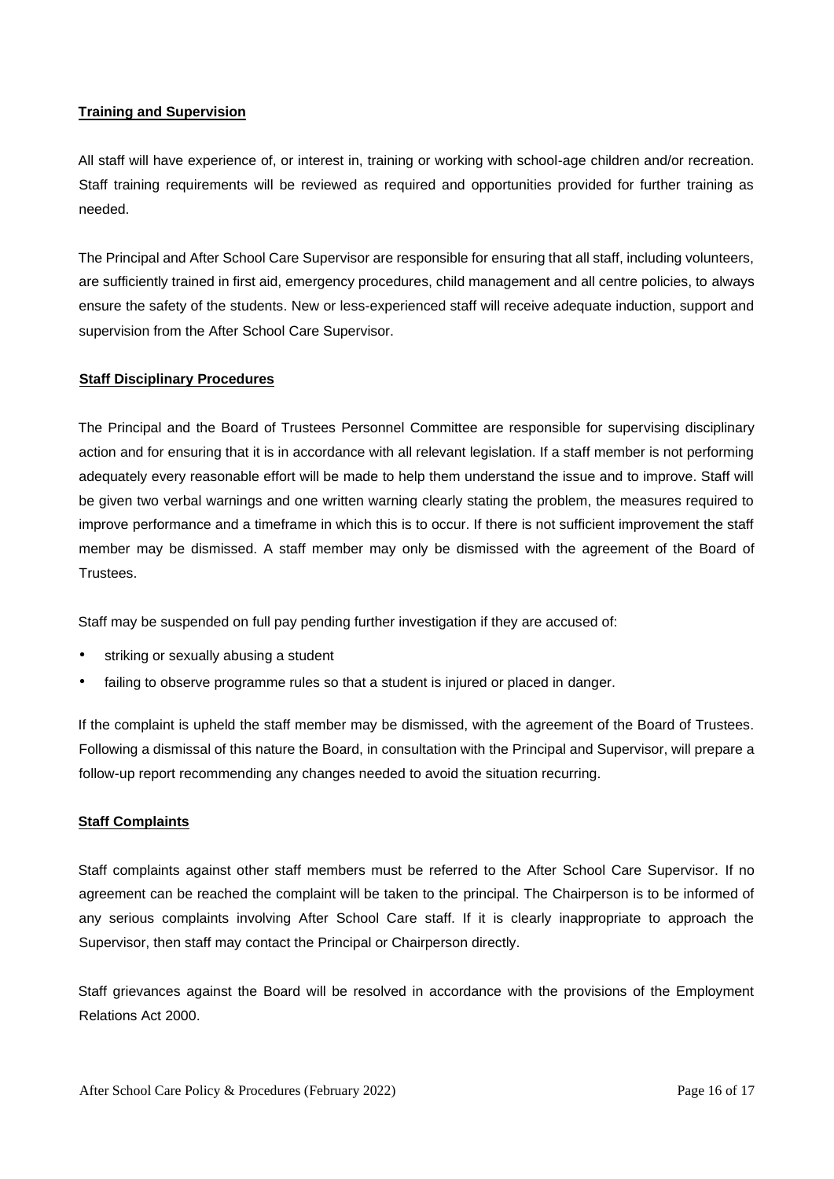**Training and Supervision**

All staff will have experience of, or interest in, training or working with school-age children and/or recreation. Staff training requirements will be reviewed as required and opportunities provided for further training as needed.

The Principal and After School Care Supervisor are responsible for ensuring that all staff, including volunteers, are sufficiently trained in first aid, emergency procedures, child management and all centre policies, to always ensure the safety of the students. New or less-experienced staff will receive adequate induction, support and supervision from the After School Care Supervisor.

**Staff Disciplinary Procedures**

The Principal and the Board of Trustees Personnel Committee are responsible for supervising disciplinary action and for ensuring that it is in accordance with all relevant legislation. If a staff member is not performing adequately every reasonable effort will be made to help them understand the issue and to improve. Staff will be given two verbal warnings and one written warning clearly stating the problem, the measures required to improve performance and a timeframe in which this is to occur. If there is not sufficient improvement the staff member may be dismissed. A staff member may only be dismissed with the agreement of the Board of Trustees.

Staff may be suspended on full pay pending further investigation if they are accused of:

- striking or sexually abusing a student
- failing to observe programme rules so that a student is injured or placed in danger.

If the complaint is upheld the staff member may be dismissed, with the agreement of the Board of Trustees. Following a dismissal of this nature the Board, in consultation with the Principal and Supervisor, will prepare a follow-up report recommending any changes needed to avoid the situation recurring.

**Staff Complaints**

Staff complaints against other staff members must be referred to the After School Care Supervisor. If no agreement can be reached the complaint will be taken to the principal. The Chairperson is to be informed of any serious complaints involving After School Care staff. If it is clearly inappropriate to approach the Supervisor, then staff may contact the Principal or Chairperson directly.

Staff grievances against the Board will be resolved in accordance with the provisions of the Employment Relations Act 2000.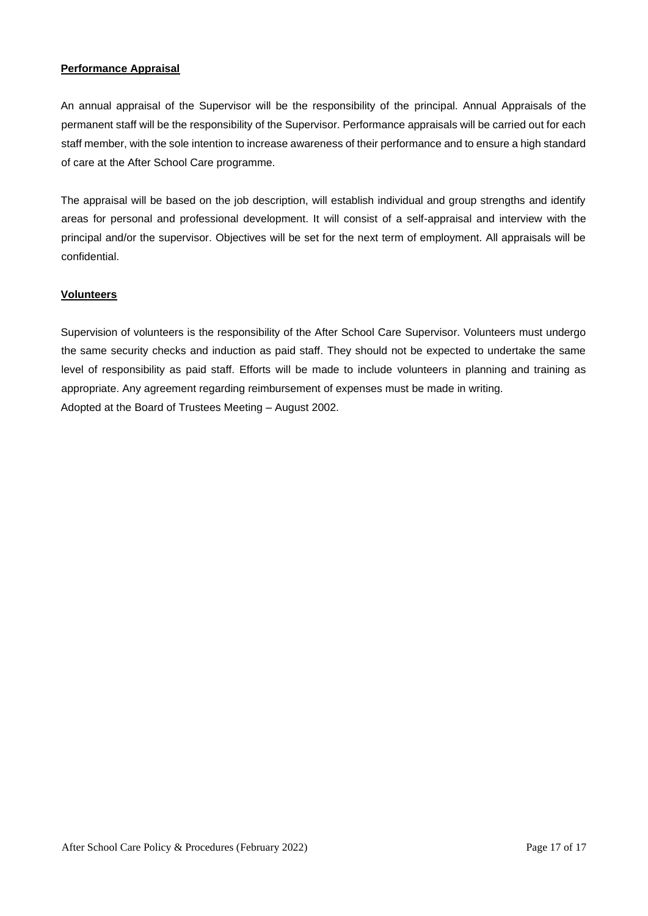**Performance Appraisal**

An annual appraisal of the Supervisor will be the responsibility of the principal. Annual Appraisals of the permanent staff will be the responsibility of the Supervisor. Performance appraisals will be carried out for each staff member, with the sole intention to increase awareness of their performance and to ensure a high standard of care at the After School Care programme.

The appraisal will be based on the job description, will establish individual and group strengths and identify areas for personal and professional development. It will consist of a self-appraisal and interview with the principal and/or the supervisor. Objectives will be set for the next term of employment. All appraisals will be confidential.

**Volunteers**

Supervision of volunteers is the responsibility of the After School Care Supervisor. Volunteers must undergo the same security checks and induction as paid staff. They should not be expected to undertake the same level of responsibility as paid staff. Efforts will be made to include volunteers in planning and training as appropriate. Any agreement regarding reimbursement of expenses must be made in writing.

Adopted at the Board of Trustees Meeting – August 2002.